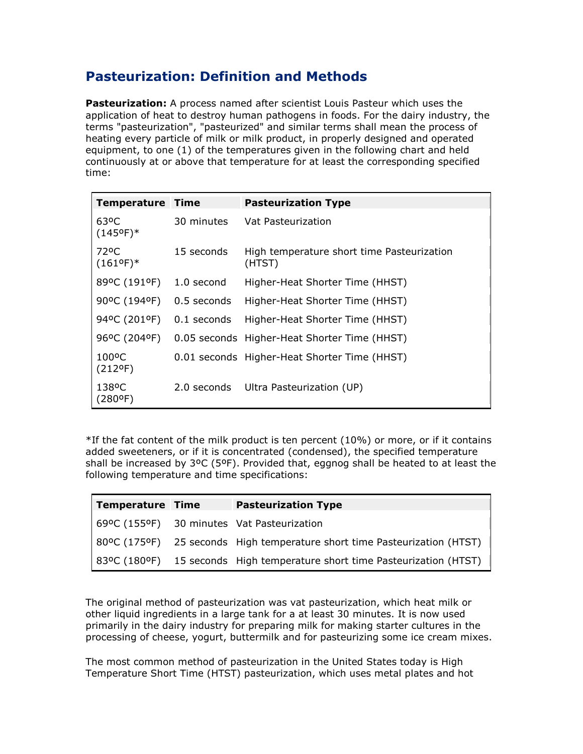## Pasteurization: Definition and Methods

**Pasteurization:** A process named after scientist Louis Pasteur which uses the application of heat to destroy human pathogens in foods. For the dairy industry, the terms "pasteurization", "pasteurized" and similar terms shall mean the process of heating every particle of milk or milk product, in properly designed and operated equipment, to one (1) of the temperatures given in the following chart and held continuously at or above that temperature for at least the corresponding specified time:

| Temperature | Time | Pasteurization Type |
|---|---|---|
| 63ºC (145ºF)* | 30 minutes | Vat Pasteurization |
| 72ºC (161ºF)* | 15 seconds | High temperature short time Pasteurization (HTST) |
| 89ºC (191ºF) | 1.0 second | Higher-Heat Shorter Time (HHST) |
| 90ºC (194ºF) | 0.5 seconds | Higher-Heat Shorter Time (HHST) |
| 94ºC (201ºF) | 0.1 seconds | Higher-Heat Shorter Time (HHST) |
| 96ºC (204ºF) | 0.05 seconds | Higher-Heat Shorter Time (HHST) |
| 100ºC (212ºF) | 0.01 seconds | Higher-Heat Shorter Time (HHST) |
| 138ºC (280ºF) | 2.0 seconds | Ultra Pasteurization (UP) |

*If the fat content of the milk product is ten percent (10%) or more, or if it contains added sweeteners, or if it is concentrated (condensed), the specified temperature shall be increased by 3ºC (5ºF). Provided that, eggnog shall be heated to at least the following temperature and time specifications:

| Temperature | Time | Pasteurization Type |
|---|---|---|
| 69ºC (155ºF) | 30 minutes | Vat Pasteurization |
| 80ºC (175ºF) | 25 seconds | High temperature short time Pasteurization (HTST) |
| 83ºC (180ºF) | 15 seconds | High temperature short time Pasteurization (HTST) |

The original method of pasteurization was vat pasteurization, which heat milk or other liquid ingredients in a large tank for a at least 30 minutes. It is now used primarily in the dairy industry for preparing milk for making starter cultures in the processing of cheese, yogurt, buttermilk and for pasteurizing some ice cream mixes.

The most common method of pasteurization in the United States today is High Temperature Short Time (HTST) pasteurization, which uses metal plates and hot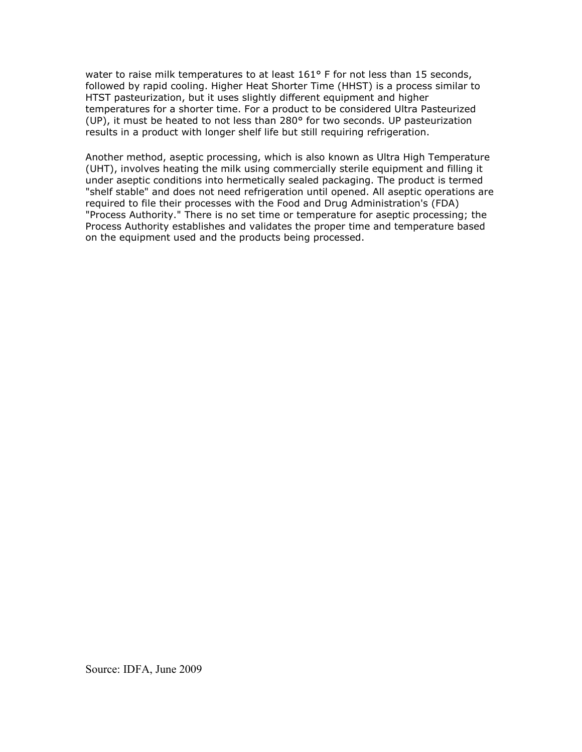water to raise milk temperatures to at least 161° F for not less than 15 seconds, followed by rapid cooling. Higher Heat Shorter Time (HHST) is a process similar to HTST pasteurization, but it uses slightly different equipment and higher temperatures for a shorter time. For a product to be considered Ultra Pasteurized (UP), it must be heated to not less than 280° for two seconds. UP pasteurization results in a product with longer shelf life but still requiring refrigeration.

Another method, aseptic processing, which is also known as Ultra High Temperature (UHT), involves heating the milk using commercially sterile equipment and filling it under aseptic conditions into hermetically sealed packaging. The product is termed "shelf stable" and does not need refrigeration until opened. All aseptic operations are required to file their processes with the Food and Drug Administration's (FDA) "Process Authority." There is no set time or temperature for aseptic processing; the Process Authority establishes and validates the proper time and temperature based on the equipment used and the products being processed.

Source: IDFA, June 2009